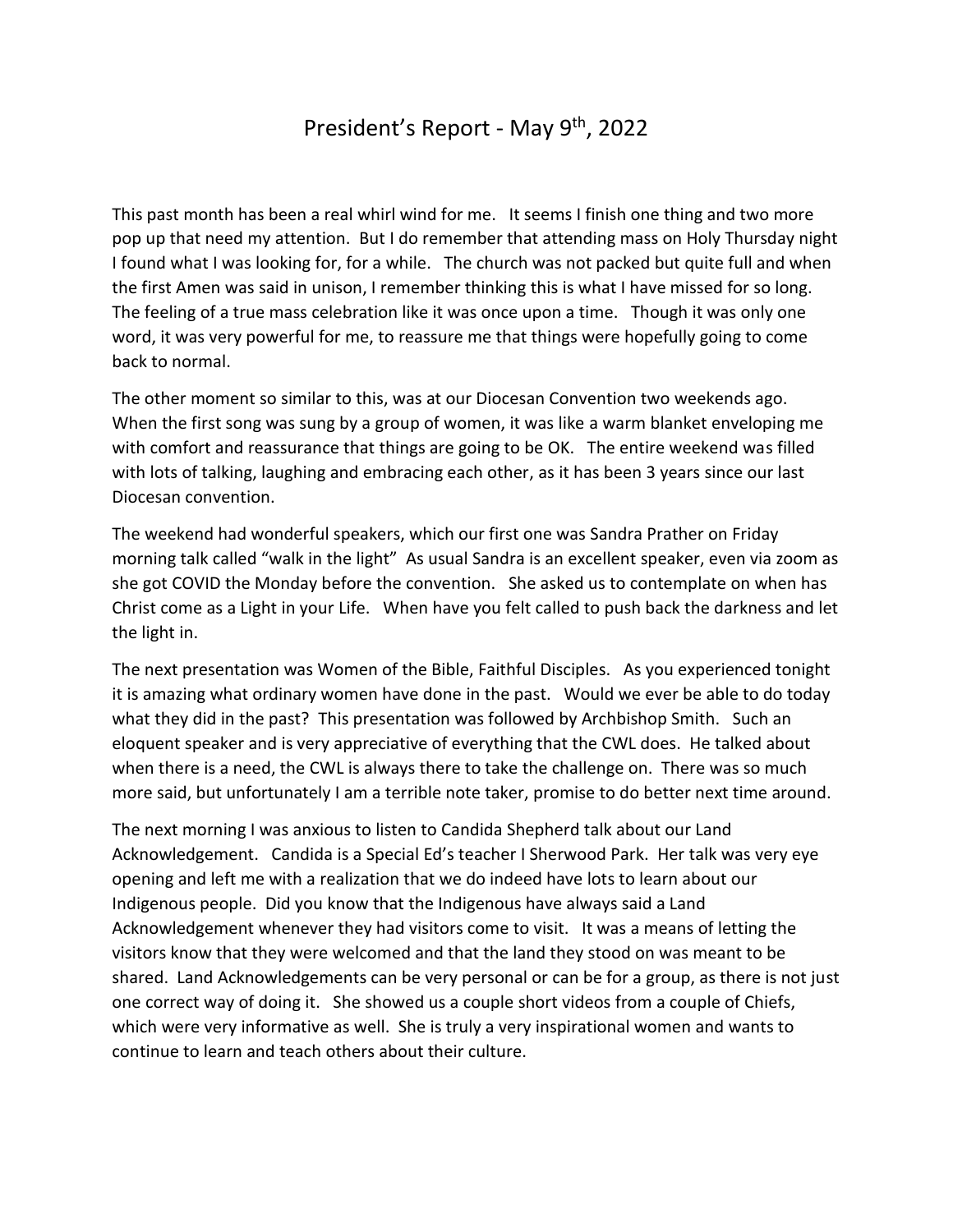# President's Report - May 9th, 2022

This past month has been a real whirl wind for me. It seems I finish one thing and two more pop up that need my attention. But I do remember that attending mass on Holy Thursday night I found what I was looking for, for a while. The church was not packed but quite full and when the first Amen was said in unison, I remember thinking this is what I have missed for so long. The feeling of a true mass celebration like it was once upon a time. Though it was only one word, it was very powerful for me, to reassure me that things were hopefully going to come back to normal.

The other moment so similar to this, was at our Diocesan Convention two weekends ago. When the first song was sung by a group of women, it was like a warm blanket enveloping me with comfort and reassurance that things are going to be OK. The entire weekend was filled with lots of talking, laughing and embracing each other, as it has been 3 years since our last Diocesan convention.

The weekend had wonderful speakers, which our first one was Sandra Prather on Friday morning talk called "walk in the light" As usual Sandra is an excellent speaker, even via zoom as she got COVID the Monday before the convention. She asked us to contemplate on when has Christ come as a Light in your Life. When have you felt called to push back the darkness and let the light in.

The next presentation was Women of the Bible, Faithful Disciples. As you experienced tonight it is amazing what ordinary women have done in the past. Would we ever be able to do today what they did in the past? This presentation was followed by Archbishop Smith. Such an eloquent speaker and is very appreciative of everything that the CWL does. He talked about when there is a need, the CWL is always there to take the challenge on. There was so much more said, but unfortunately I am a terrible note taker, promise to do better next time around.

The next morning I was anxious to listen to Candida Shepherd talk about our Land Acknowledgement. Candida is a Special Ed's teacher I Sherwood Park. Her talk was very eye opening and left me with a realization that we do indeed have lots to learn about our Indigenous people. Did you know that the Indigenous have always said a Land Acknowledgement whenever they had visitors come to visit. It was a means of letting the visitors know that they were welcomed and that the land they stood on was meant to be shared. Land Acknowledgements can be very personal or can be for a group, as there is not just one correct way of doing it. She showed us a couple short videos from a couple of Chiefs, which were very informative as well. She is truly a very inspirational women and wants to continue to learn and teach others about their culture.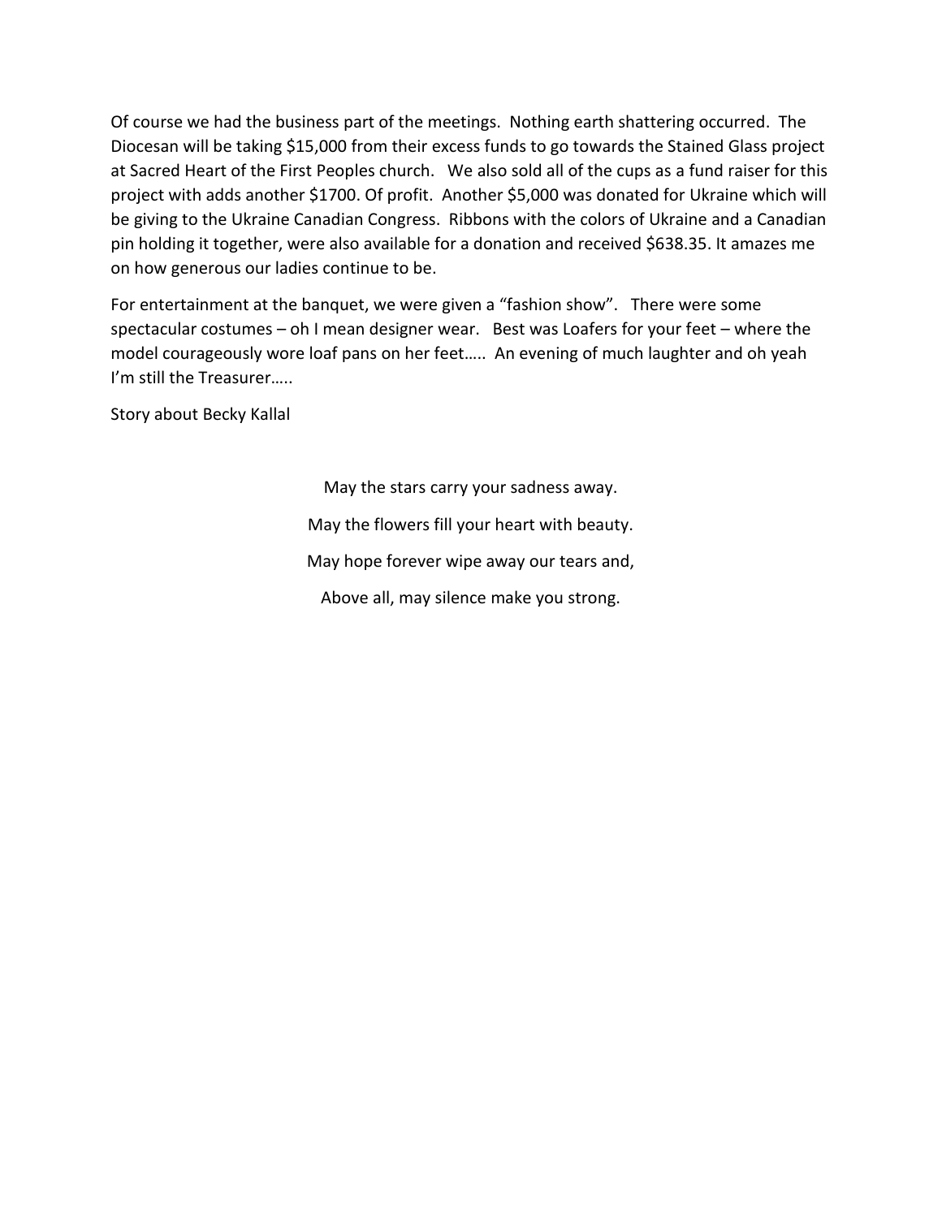Of course we had the business part of the meetings. Nothing earth shattering occurred. The Diocesan will be taking $15,000 from their excess funds to go towards the Stained Glass project at Sacred Heart of the First Peoples church. We also sold all of the cups as a fund raiser for this project with adds another $1700. Of profit. Another $5,000 was donated for Ukraine which will be giving to the Ukraine Canadian Congress. Ribbons with the colors of Ukraine and a Canadian pin holding it together, were also available for a donation and received $638.35. It amazes me on how generous our ladies continue to be.

For entertainment at the banquet, we were given a "fashion show". There were some spectacular costumes – oh I mean designer wear. Best was Loafers for your feet – where the model courageously wore loaf pans on her feet….. An evening of much laughter and oh yeah I'm still the Treasurer…..

Story about Becky Kallal

May the stars carry your sadness away.

May the flowers fill your heart with beauty.

May hope forever wipe away our tears and,

Above all, may silence make you strong.